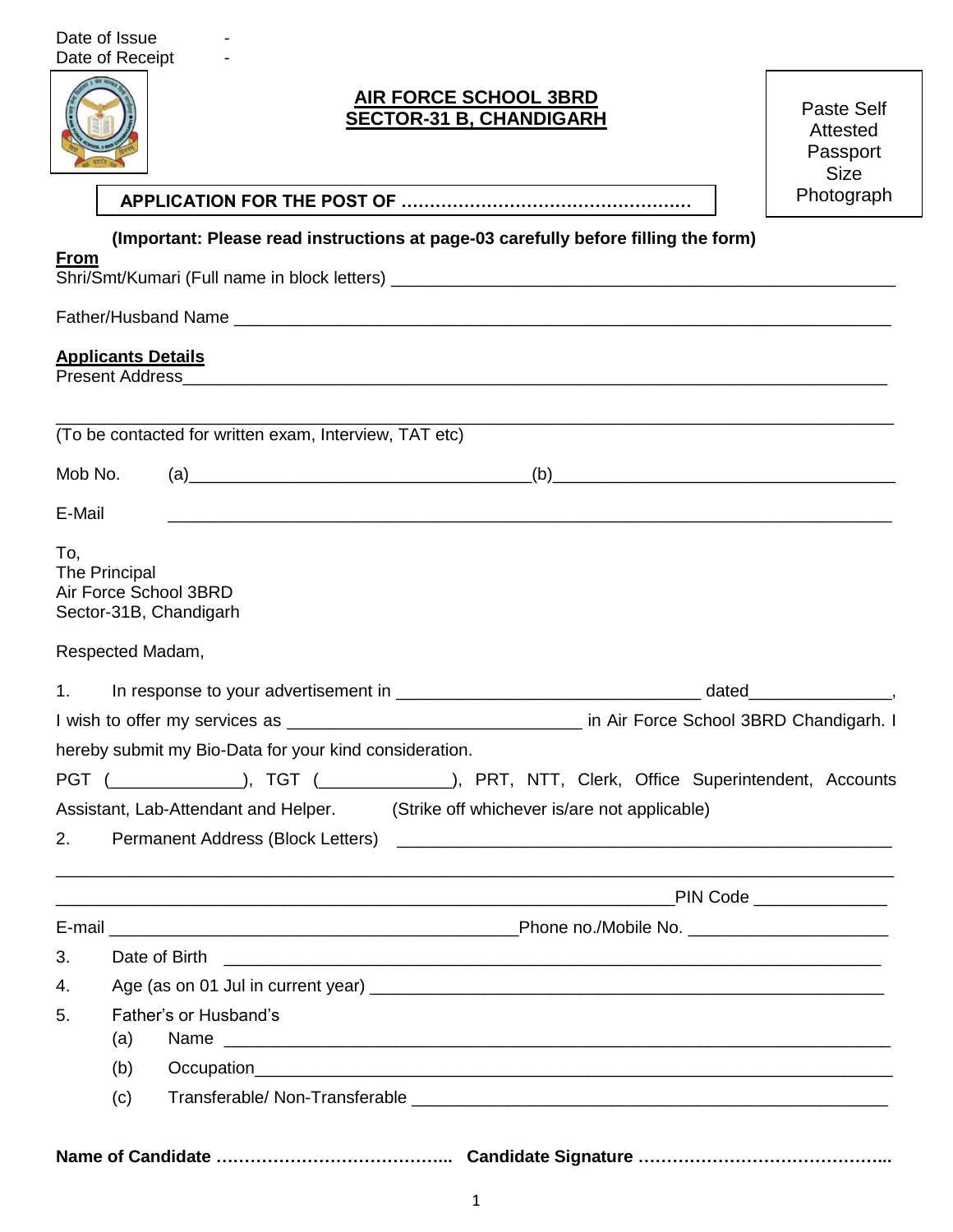Date of Issue -
Date of Receipt -

# AIR FORCE SCHOOL 3BRD
# SECTOR-31 B, CHANDIGARH

Paste Self Attested Passport Size Photograph

**APPLICATION FOR THE POST OF ……………………………………………**

**(Important: Please read instructions at page-03 carefully before filling the form)**

**From**

Shri/Smt/Kumari (Full name in block letters) ______________________________________________________

Father/Husband Name ____________________________________________________________________

**Applicants Details**

Present Address__________________________________________________________________________

_____________________________________________________________________________________

(To be contacted for written exam, Interview, TAT etc)

Mob No. (a)___________________________________(b)____________________________________

E-Mail ________________________________________________________________________________

To,
The Principal
Air Force School 3BRD
Sector-31B, Chandigarh

Respected Madam,

1. In response to your advertisement in ________________________________ dated_______________, I wish to offer my services as ______________________________ in Air Force School 3BRD Chandigarh. I hereby submit my Bio-Data for your kind consideration.
PGT (_____________), TGT (_____________), PRT, NTT, Clerk, Office Superintendent, Accounts Assistant, Lab-Attendant and Helper. (Strike off whichever is/are not applicable)

2. Permanent Address (Block Letters) ______________________________________________________

_____________________________________________________________________________________

________________________________________________________________PIN Code _____________

E-mail ___________________________________________Phone no./Mobile No. ____________________

3. Date of Birth ___________________________________________________________________

4. Age (as on 01 Jul in current year) _____________________________________________________

5. Father's or Husband's
   (a) Name ____________________________________________________________________
   (b) Occupation_________________________________________________________________
   (c) Transferable/ Non-Transferable ______________________________________________

**Name of Candidate ………………………………….. Candidate Signature ……………………………………..**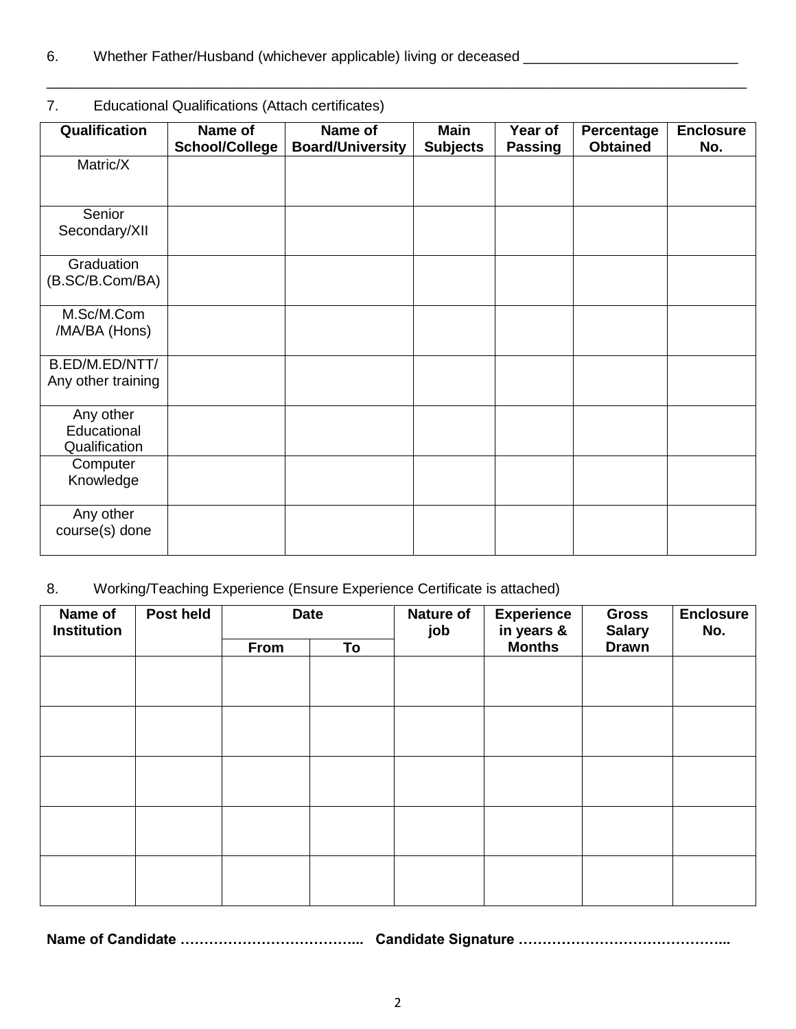6. Whether Father/Husband (whichever applicable) living or deceased ___________________________

_____________________________________________________________________________________

7. Educational Qualifications (Attach certificates)

| Qualification | Name of School/College | Name of Board/University | Main Subjects | Year of Passing | Percentage Obtained | Enclosure No. |
|---|---|---|---|---|---|---|
| Matric/X | | | | | | |
| Senior Secondary/XII | | | | | | |
| Graduation (B.SC/B.Com/BA) | | | | | | |
| M.Sc/M.Com /MA/BA (Hons) | | | | | | |
| B.ED/M.ED/NTT/ Any other training | | | | | | |
| Any other Educational Qualification | | | | | | |
| Computer Knowledge | | | | | | |
| Any other course(s) done | | | | | | |

8. Working/Teaching Experience (Ensure Experience Certificate is attached)

| Name of Institution | Post held | Date | | Nature of job | Experience in years & Months | Gross Salary Drawn | Enclosure No. |
|---|---|---|---|---|---|---|---|
| | | From | To | | | | |
| | | | | | | | |
| | | | | | | | |
| | | | | | | | |
| | | | | | | | |
| | | | | | | | |

**Name of Candidate ……………………………….. Candidate Signature ……………………………………..**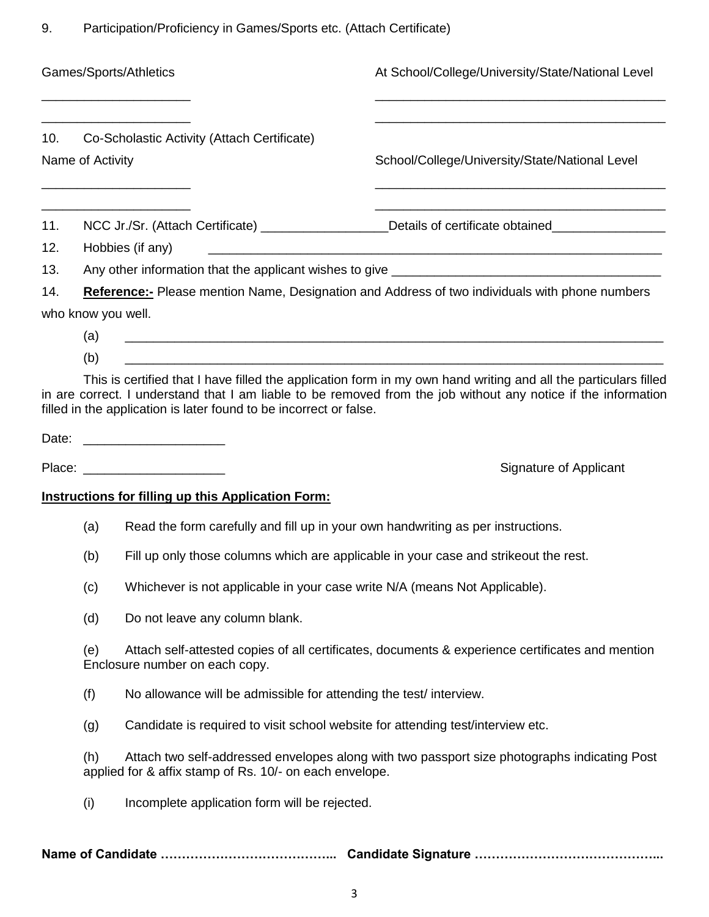9. Participation/Proficiency in Games/Sports etc. (Attach Certificate)

| Games/Sports/Athletics | At School/College/University/State/National Level |
|---|---|
| ____________________ | ________________________________________ |
| ____________________ | ________________________________________ |

10. Co-Scholastic Activity (Attach Certificate)

| Name of Activity | School/College/University/State/National Level |
|---|---|
| ____________________ | ________________________________________ |
| ____________________ | ________________________________________ |

11. NCC Jr./Sr. (Attach Certificate) _________________ Details of certificate obtained________________

12. Hobbies (if any) ________________________________________________________________

13. Any other information that the applicant wishes to give ______________________________________

14. **Reference:-** Please mention Name, Designation and Address of two individuals with phone numbers who know you well.

(a) ____________________________________________________________________________

(b) ____________________________________________________________________________

This is certified that I have filled the application form in my own hand writing and all the particulars filled in are correct. I understand that I am liable to be removed from the job without any notice if the information filled in the application is later found to be incorrect or false.

Date: ___________________

Place: ___________________ Signature of Applicant

**Instructions for filling up this Application Form:**

(a) Read the form carefully and fill up in your own handwriting as per instructions.

(b) Fill up only those columns which are applicable in your case and strikeout the rest.

(c) Whichever is not applicable in your case write N/A (means Not Applicable).

(d) Do not leave any column blank.

(e) Attach self-attested copies of all certificates, documents & experience certificates and mention Enclosure number on each copy.

(f) No allowance will be admissible for attending the test/ interview.

(g) Candidate is required to visit school website for attending test/interview etc.

(h) Attach two self-addressed envelopes along with two passport size photographs indicating Post applied for & affix stamp of Rs. 10/- on each envelope.

(i) Incomplete application form will be rejected.

**Name of Candidate …………………………………... Candidate Signature ……………………………………...**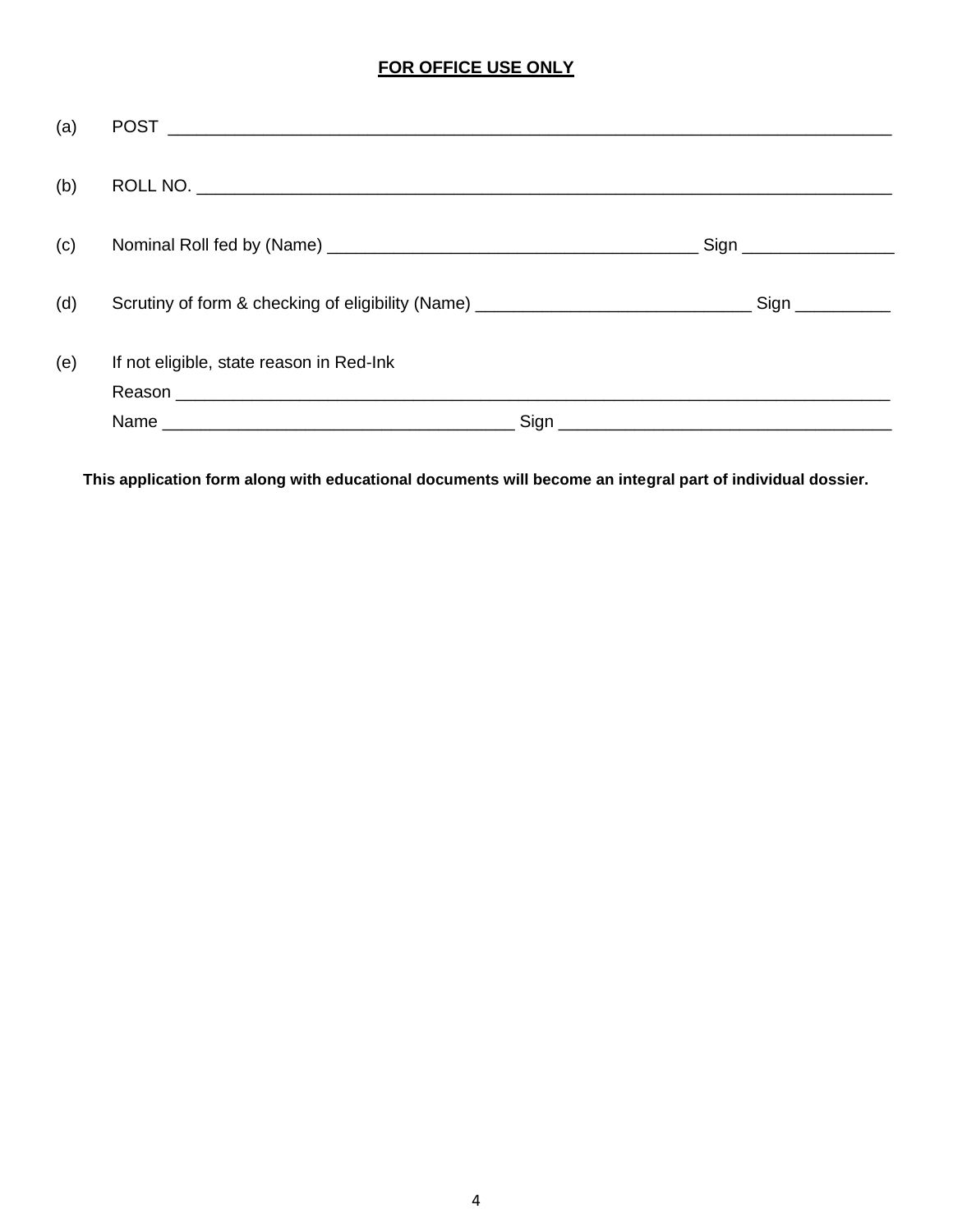**FOR OFFICE USE ONLY**

(a) POST ______________________________________________________________________________

(b) ROLL NO. ___________________________________________________________________________

(c) Nominal Roll fed by (Name) ________________________________________ Sign ________________

(d) Scrutiny of form & checking of eligibility (Name) _____________________________ Sign __________

(e) If not eligible, state reason in Red-Ink

Reason ____________________________________________________________________________

Name ____________________________________ Sign __________________________________

**This application form along with educational documents will become an integral part of individual dossier.**